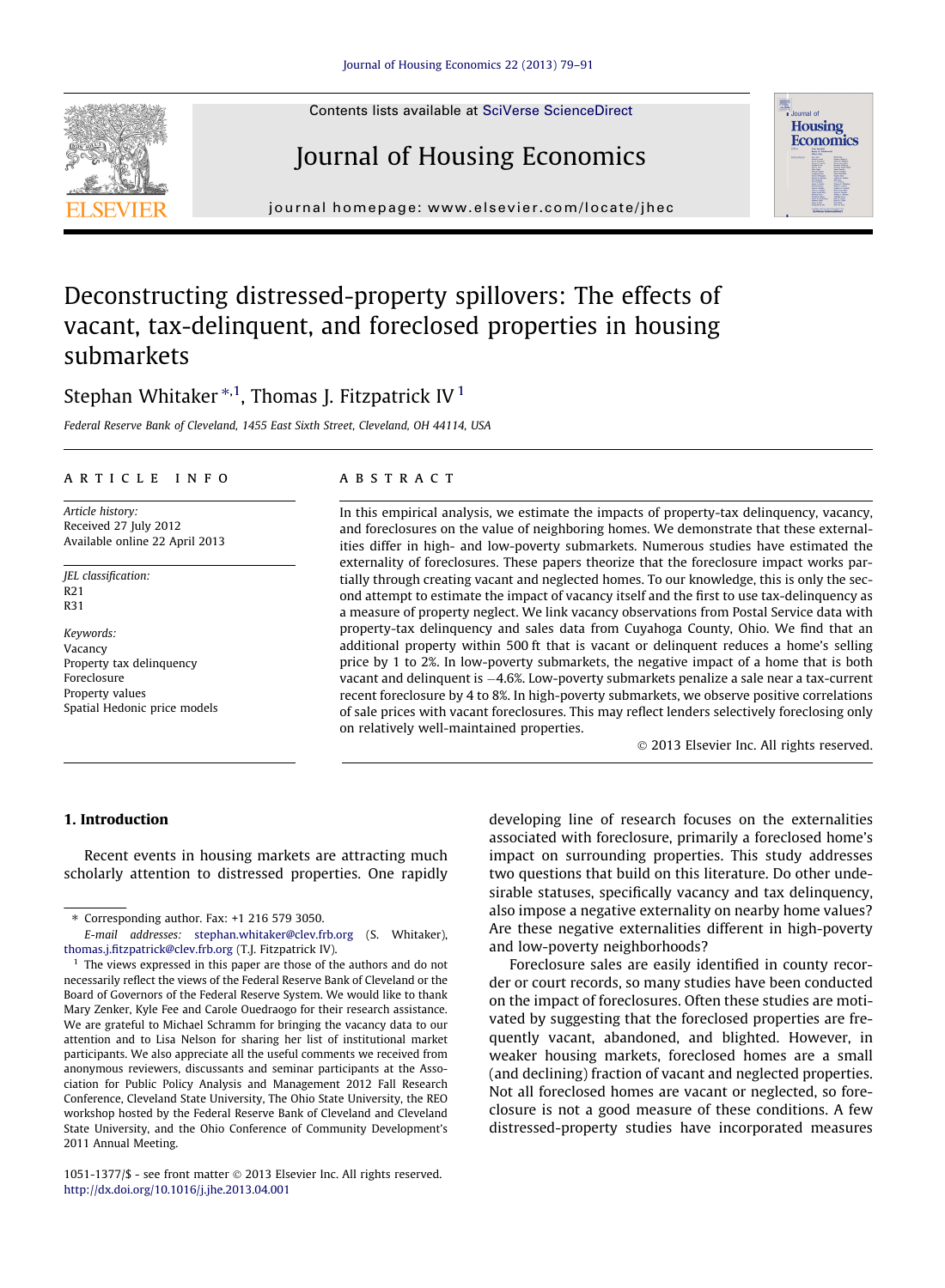# Deconstructing distressed-property spillovers: The effects of vacant, tax-delinquent, and foreclosed properties in housing submarkets

Stephan Whitaker [*,1], Thomas J. Fitzpatrick IV [1]

*Federal Reserve Bank of Cleveland, 1455 East Sixth Street, Cleveland, OH 44114, USA*

## ARTICLE INFO

*Article history:*
Received 27 July 2012
Available online 22 April 2013

*JEL classification:*
R21
R31

*Keywords:*
Vacancy
Property tax delinquency
Foreclosure
Property values
Spatial Hedonic price models

## ABSTRACT

In this empirical analysis, we estimate the impacts of property-tax delinquency, vacancy, and foreclosures on the value of neighboring homes. We demonstrate that these externalities differ in high- and low-poverty submarkets. Numerous studies have estimated the externality of foreclosures. These papers theorize that the foreclosure impact works partially through creating vacant and neglected homes. To our knowledge, this is only the second attempt to estimate the impact of vacancy itself and the first to use tax-delinquency as a measure of property neglect. We link vacancy observations from Postal Service data with property-tax delinquency and sales data from Cuyahoga County, Ohio. We find that an additional property within 500 ft that is vacant or delinquent reduces a home's selling price by 1 to 2%. In low-poverty submarkets, the negative impact of a home that is both vacant and delinquent is −4.6%. Low-poverty submarkets penalize a sale near a tax-current recent foreclosure by 4 to 8%. In high-poverty submarkets, we observe positive correlations of sale prices with vacant foreclosures. This may reflect lenders selectively foreclosing only on relatively well-maintained properties.

© 2013 Elsevier Inc. All rights reserved.

## 1. Introduction

Recent events in housing markets are attracting much scholarly attention to distressed properties. One rapidly developing line of research focuses on the externalities associated with foreclosure, primarily a foreclosed home's impact on surrounding properties. This study addresses two questions that build on this literature. Do other undesirable statuses, specifically vacancy and tax delinquency, also impose a negative externality on nearby home values? Are these negative externalities different in high-poverty and low-poverty neighborhoods?

Foreclosure sales are easily identified in county recorder or court records, so many studies have been conducted on the impact of foreclosures. Often these studies are motivated by suggesting that the foreclosed properties are frequently vacant, abandoned, and blighted. However, in weaker housing markets, foreclosed homes are a small (and declining) fraction of vacant and neglected properties. Not all foreclosed homes are vacant or neglected, so foreclosure is not a good measure of these conditions. A few distressed-property studies have incorporated measures

---

* Corresponding author. Fax: +1 216 579 3050.

*E-mail addresses:* stephan.whitaker@clev.frb.org (S. Whitaker), thomas.j.fitzpatrick@clev.frb.org (T.J. Fitzpatrick IV).

[1] The views expressed in this paper are those of the authors and do not necessarily reflect the views of the Federal Reserve Bank of Cleveland or the Board of Governors of the Federal Reserve System. We would like to thank Mary Zenker, Kyle Fee and Carole Ouedraogo for their research assistance. We are grateful to Michael Schramm for bringing the vacancy data to our attention and to Lisa Nelson for sharing her list of institutional market participants. We also appreciate all the useful comments we received from anonymous reviewers, discussants and seminar participants at the Association for Public Policy Analysis and Management 2012 Fall Research Conference, Cleveland State University, The Ohio State University, the REO workshop hosted by the Federal Reserve Bank of Cleveland and Cleveland State University, and the Ohio Conference of Community Development's 2011 Annual Meeting.

1051-1377/$ - see front matter © 2013 Elsevier Inc. All rights reserved.
http://dx.doi.org/10.1016/j.jhe.2013.04.001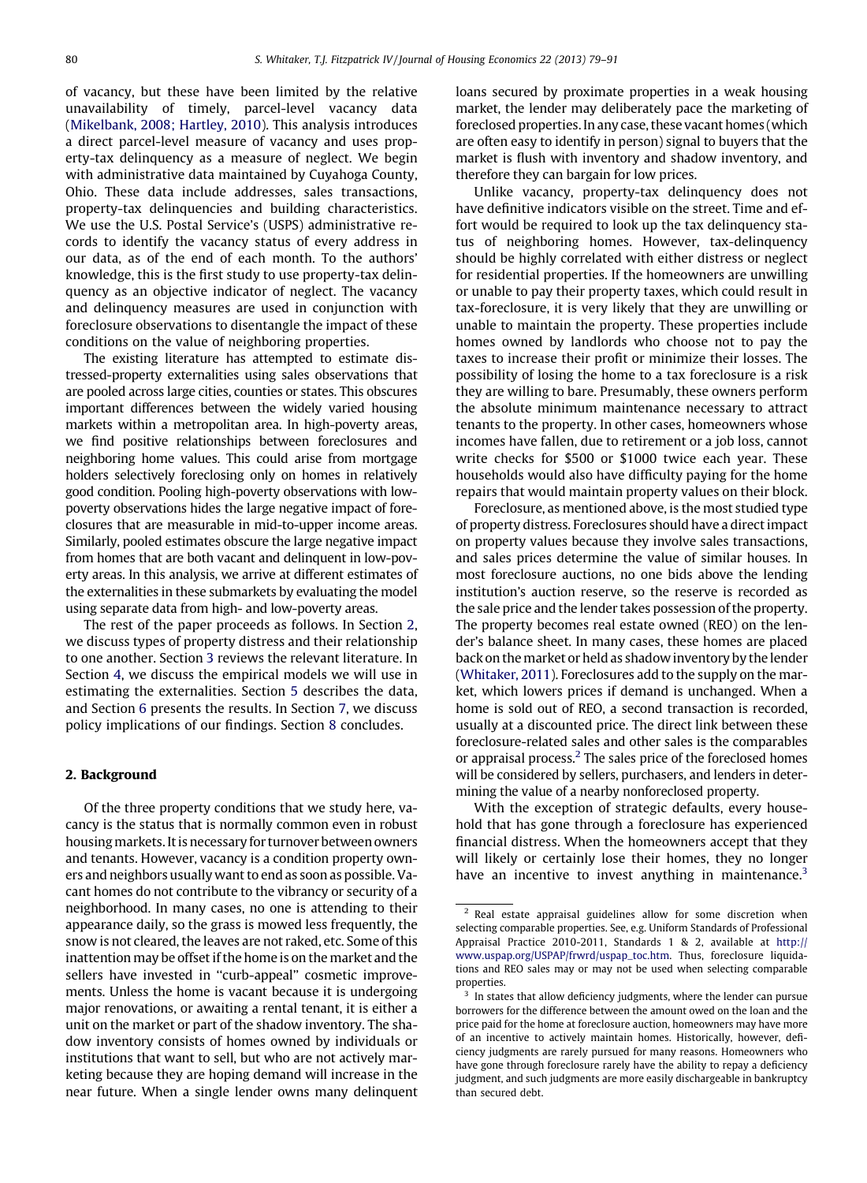of vacancy, but these have been limited by the relative unavailability of timely, parcel-level vacancy data (Mikelbank, 2008; Hartley, 2010). This analysis introduces a direct parcel-level measure of vacancy and uses property-tax delinquency as a measure of neglect. We begin with administrative data maintained by Cuyahoga County, Ohio. These data include addresses, sales transactions, property-tax delinquencies and building characteristics. We use the U.S. Postal Service's (USPS) administrative records to identify the vacancy status of every address in our data, as of the end of each month. To the authors' knowledge, this is the first study to use property-tax delinquency as an objective indicator of neglect. The vacancy and delinquency measures are used in conjunction with foreclosure observations to disentangle the impact of these conditions on the value of neighboring properties.

The existing literature has attempted to estimate distressed-property externalities using sales observations that are pooled across large cities, counties or states. This obscures important differences between the widely varied housing markets within a metropolitan area. In high-poverty areas, we find positive relationships between foreclosures and neighboring home values. This could arise from mortgage holders selectively foreclosing only on homes in relatively good condition. Pooling high-poverty observations with low-poverty observations hides the large negative impact of foreclosures that are measurable in mid-to-upper income areas. Similarly, pooled estimates obscure the large negative impact from homes that are both vacant and delinquent in low-poverty areas. In this analysis, we arrive at different estimates of the externalities in these submarkets by evaluating the model using separate data from high- and low-poverty areas.

The rest of the paper proceeds as follows. In Section 2, we discuss types of property distress and their relationship to one another. Section 3 reviews the relevant literature. In Section 4, we discuss the empirical models we will use in estimating the externalities. Section 5 describes the data, and Section 6 presents the results. In Section 7, we discuss policy implications of our findings. Section 8 concludes.

## 2. Background

Of the three property conditions that we study here, vacancy is the status that is normally common even in robust housing markets. It is necessary for turnover between owners and tenants. However, vacancy is a condition property owners and neighbors usually want to end as soon as possible. Vacant homes do not contribute to the vibrancy or security of a neighborhood. In many cases, no one is attending to their appearance daily, so the grass is mowed less frequently, the snow is not cleared, the leaves are not raked, etc. Some of this inattention may be offset if the home is on the market and the sellers have invested in "curb-appeal" cosmetic improvements. Unless the home is vacant because it is undergoing major renovations, or awaiting a rental tenant, it is either a unit on the market or part of the shadow inventory. The shadow inventory consists of homes owned by individuals or institutions that want to sell, but who are not actively marketing because they are hoping demand will increase in the near future. When a single lender owns many delinquent loans secured by proximate properties in a weak housing market, the lender may deliberately pace the marketing of foreclosed properties. In any case, these vacant homes (which are often easy to identify in person) signal to buyers that the market is flush with inventory and shadow inventory, and therefore they can bargain for low prices.

Unlike vacancy, property-tax delinquency does not have definitive indicators visible on the street. Time and effort would be required to look up the tax delinquency status of neighboring homes. However, tax-delinquency should be highly correlated with either distress or neglect for residential properties. If the homeowners are unwilling or unable to pay their property taxes, which could result in tax-foreclosure, it is very likely that they are unwilling or unable to maintain the property. These properties include homes owned by landlords who choose not to pay the taxes to increase their profit or minimize their losses. The possibility of losing the home to a tax foreclosure is a risk they are willing to bare. Presumably, these owners perform the absolute minimum maintenance necessary to attract tenants to the property. In other cases, homeowners whose incomes have fallen, due to retirement or a job loss, cannot write checks for \$500 or \$1000 twice each year. These households would also have difficulty paying for the home repairs that would maintain property values on their block.

Foreclosure, as mentioned above, is the most studied type of property distress. Foreclosures should have a direct impact on property values because they involve sales transactions, and sales prices determine the value of similar houses. In most foreclosure auctions, no one bids above the lending institution's auction reserve, so the reserve is recorded as the sale price and the lender takes possession of the property. The property becomes real estate owned (REO) on the lender's balance sheet. In many cases, these homes are placed back on the market or held as shadow inventory by the lender (Whitaker, 2011). Foreclosures add to the supply on the market, which lowers prices if demand is unchanged. When a home is sold out of REO, a second transaction is recorded, usually at a discounted price. The direct link between these foreclosure-related sales and other sales is the comparables or appraisal process.[2] The sales price of the foreclosed homes will be considered by sellers, purchasers, and lenders in determining the value of a nearby nonforeclosed property.

With the exception of strategic defaults, every household that has gone through a foreclosure has experienced financial distress. When the homeowners accept that they will likely or certainly lose their homes, they no longer have an incentive to invest anything in maintenance.[3]

---

[2] Real estate appraisal guidelines allow for some discretion when selecting comparable properties. See, e.g. Uniform Standards of Professional Appraisal Practice 2010-2011, Standards 1 & 2, available at http://www.uspap.org/USPAP/frwrd/uspap_toc.htm. Thus, foreclosure liquidations and REO sales may or may not be used when selecting comparable properties.

[3] In states that allow deficiency judgments, where the lender can pursue borrowers for the difference between the amount owed on the loan and the price paid for the home at foreclosure auction, homeowners may have more of an incentive to actively maintain homes. Historically, however, deficiency judgments are rarely pursued for many reasons. Homeowners who have gone through foreclosure rarely have the ability to repay a deficiency judgment, and such judgments are more easily dischargeable in bankruptcy than secured debt.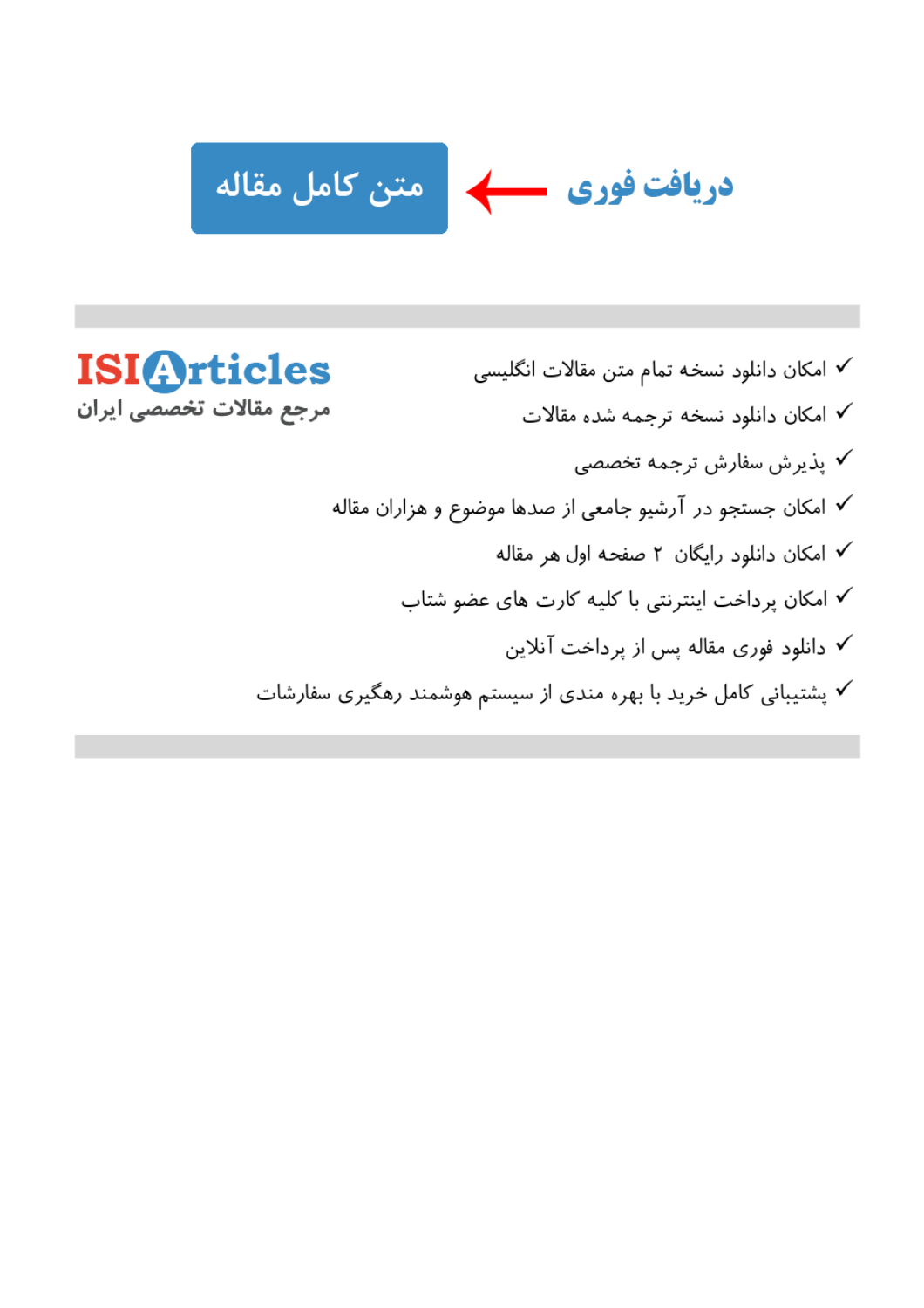دریافت فوری ← متن کامل مقاله

**ISIArticles**
مرجع مقالات تخصصی ایران

- ✓ امکان دانلود نسخه تمام متن مقالات انگلیسی
- ✓ امکان دانلود نسخه ترجمه شده مقالات
- ✓ پذیرش سفارش ترجمه تخصصی
- ✓ امکان جستجو در آرشیو جامعی از صدها موضوع و هزاران مقاله
- ✓ امکان دانلود رایگان ۲ صفحه اول هر مقاله
- ✓ امکان پرداخت اینترنتی با کلیه کارت های عضو شتاب
- ✓ دانلود فوری مقاله پس از پرداخت آنلاین
- ✓ پشتیبانی کامل خرید با بهره مندی از سیستم هوشمند رهگیری سفارشات